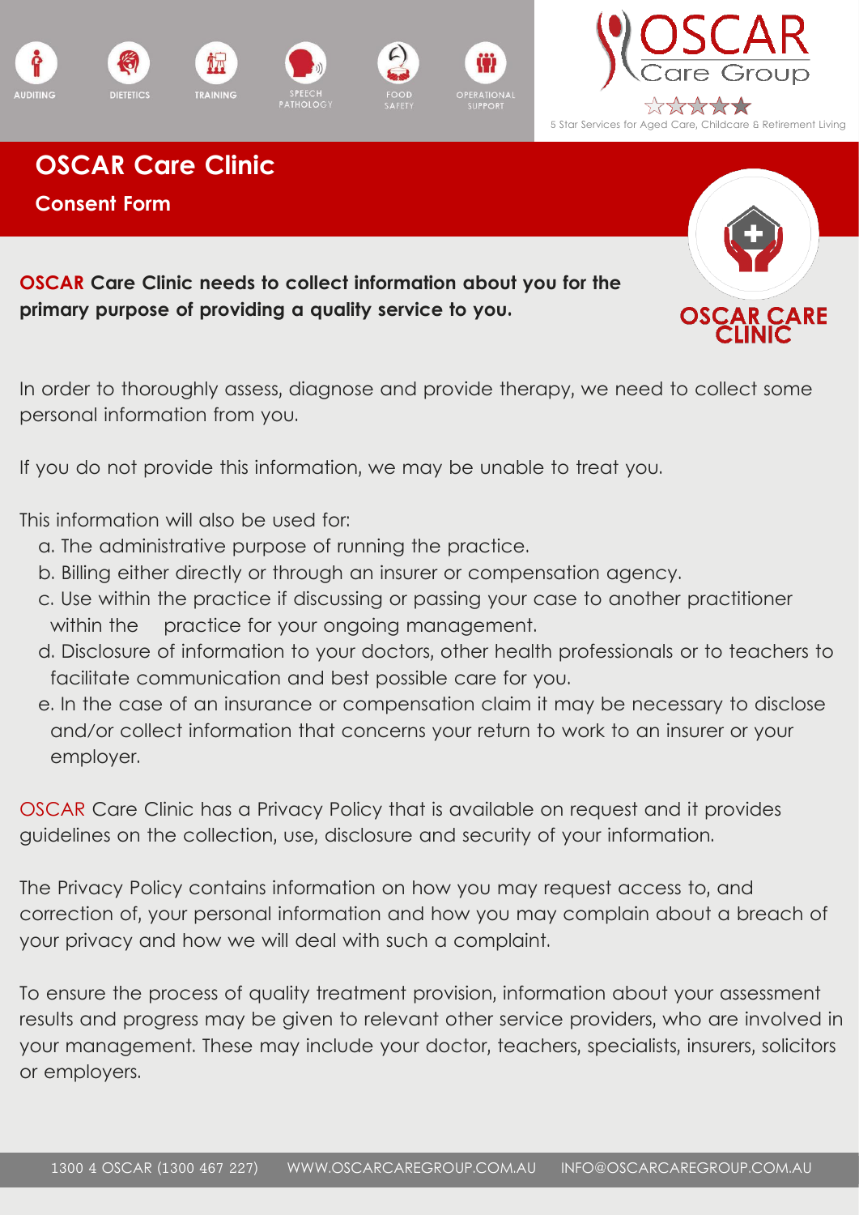AUDITING DIETETICS TRAINING SPEECH PATHOLOGY FOOD SAFETY OPERATIONAL SUPPORT

OSCAR Care Group

5 Star Services for Aged Care, Childcare & Retirement Living

# OSCAR Care Clinic

## Consent Form

OSCAR CARE CLINIC

**OSCAR Care Clinic needs to collect information about you for the primary purpose of providing a quality service to you.**

In order to thoroughly assess, diagnose and provide therapy, we need to collect some personal information from you.

If you do not provide this information, we may be unable to treat you.

This information will also be used for:

a. The administrative purpose of running the practice.
b. Billing either directly or through an insurer or compensation agency.
c. Use within the practice if discussing or passing your case to another practitioner within the practice for your ongoing management.
d. Disclosure of information to your doctors, other health professionals or to teachers to facilitate communication and best possible care for you.
e. In the case of an insurance or compensation claim it may be necessary to disclose and/or collect information that concerns your return to work to an insurer or your employer.

OSCAR Care Clinic has a Privacy Policy that is available on request and it provides guidelines on the collection, use, disclosure and security of your information.

The Privacy Policy contains information on how you may request access to, and correction of, your personal information and how you may complain about a breach of your privacy and how we will deal with such a complaint.

To ensure the process of quality treatment provision, information about your assessment results and progress may be given to relevant other service providers, who are involved in your management. These may include your doctor, teachers, specialists, insurers, solicitors or employers.

1300 4 OSCAR (1300 467 227) WWW.OSCARCAREGROUP.COM.AU INFO@OSCARCAREGROUP.COM.AU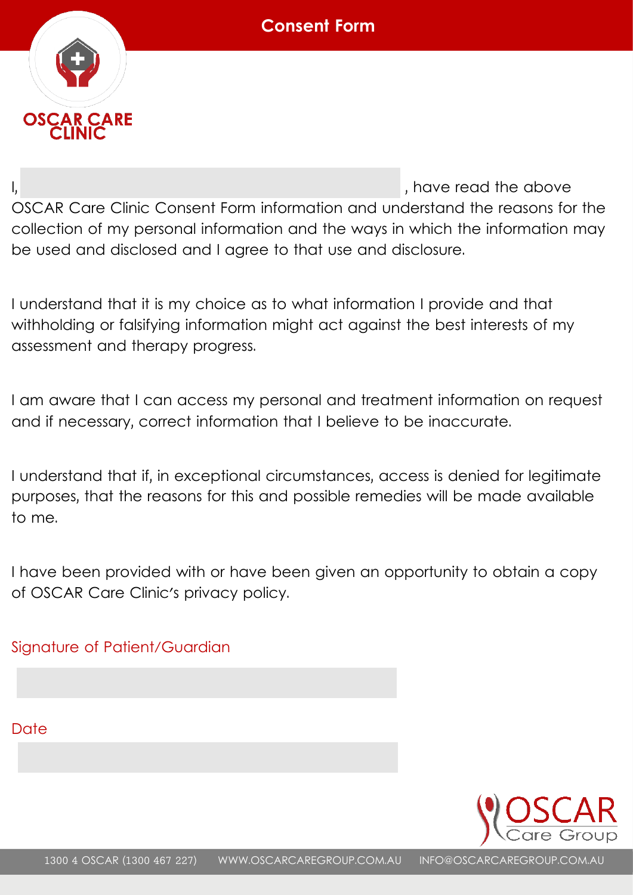# Consent Form

OSCAR CARE CLINIC

I, ______________________________, have read the above OSCAR Care Clinic Consent Form information and understand the reasons for the collection of my personal information and the ways in which the information may be used and disclosed and I agree to that use and disclosure.

I understand that it is my choice as to what information I provide and that withholding or falsifying information might act against the best interests of my assessment and therapy progress.

I am aware that I can access my personal and treatment information on request and if necessary, correct information that I believe to be inaccurate.

I understand that if, in exceptional circumstances, access is denied for legitimate purposes, that the reasons for this and possible remedies will be made available to me.

I have been provided with or have been given an opportunity to obtain a copy of OSCAR Care Clinic's privacy policy.

Signature of Patient/Guardian

______________________________

Date

______________________________

OSCAR Care Group

1300 4 OSCAR (1300 467 227) WWW.OSCARCAREGROUP.COM.AU INFO@OSCARCAREGROUP.COM.AU